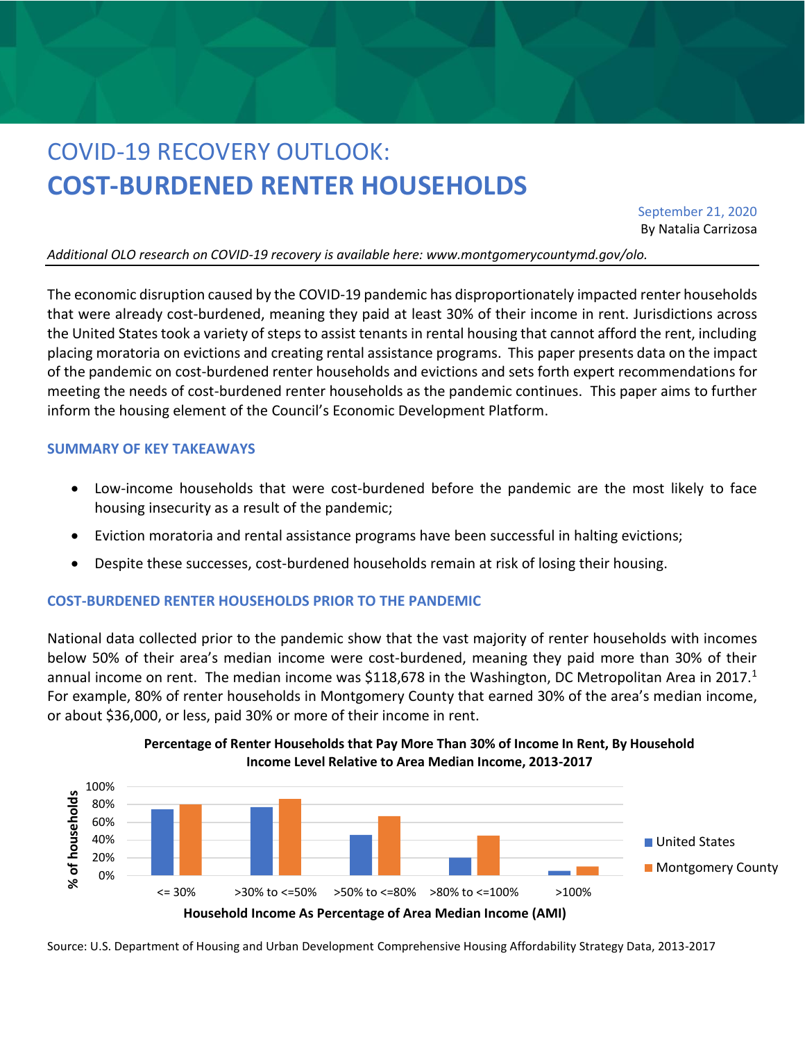# COVID-19 RECOVERY OUTLOOK:
# COST-BURDENED RENTER HOUSEHOLDS

September 21, 2020
By Natalia Carrizosa

*Additional OLO research on COVID-19 recovery is available here: www.montgomerycountymd.gov/olo.*

---

The economic disruption caused by the COVID-19 pandemic has disproportionately impacted renter households that were already cost-burdened, meaning they paid at least 30% of their income in rent. Jurisdictions across the United States took a variety of steps to assist tenants in rental housing that cannot afford the rent, including placing moratoria on evictions and creating rental assistance programs. This paper presents data on the impact of the pandemic on cost-burdened renter households and evictions and sets forth expert recommendations for meeting the needs of cost-burdened renter households as the pandemic continues. This paper aims to further inform the housing element of the Council's Economic Development Platform.

## SUMMARY OF KEY TAKEAWAYS

- Low-income households that were cost-burdened before the pandemic are the most likely to face housing insecurity as a result of the pandemic;
- Eviction moratoria and rental assistance programs have been successful in halting evictions;
- Despite these successes, cost-burdened households remain at risk of losing their housing.

## COST-BURDENED RENTER HOUSEHOLDS PRIOR TO THE PANDEMIC

National data collected prior to the pandemic show that the vast majority of renter households with incomes below 50% of their area's median income were cost-burdened, meaning they paid more than 30% of their annual income on rent. The median income was $118,678 in the Washington, DC Metropolitan Area in 2017.[1] For example, 80% of renter households in Montgomery County that earned 30% of the area's median income, or about $36,000, or less, paid 30% or more of their income in rent.

**Percentage of Renter Households that Pay More Than 30% of Income In Rent, By Household Income Level Relative to Area Median Income, 2013-2017**

| Household Income As Percentage of Area Median Income (AMI) | United States | Montgomery County |
|---|---|---|
| <= 30% | ~75% | ~80% |
| >30% to <=50% | ~77% | ~86% |
| >50% to <=80% | ~46% | ~67% |
| >80% to <=100% | ~20% | ~45% |
| >100% | ~5% | ~10% |

Source: U.S. Department of Housing and Urban Development Comprehensive Housing Affordability Strategy Data, 2013-2017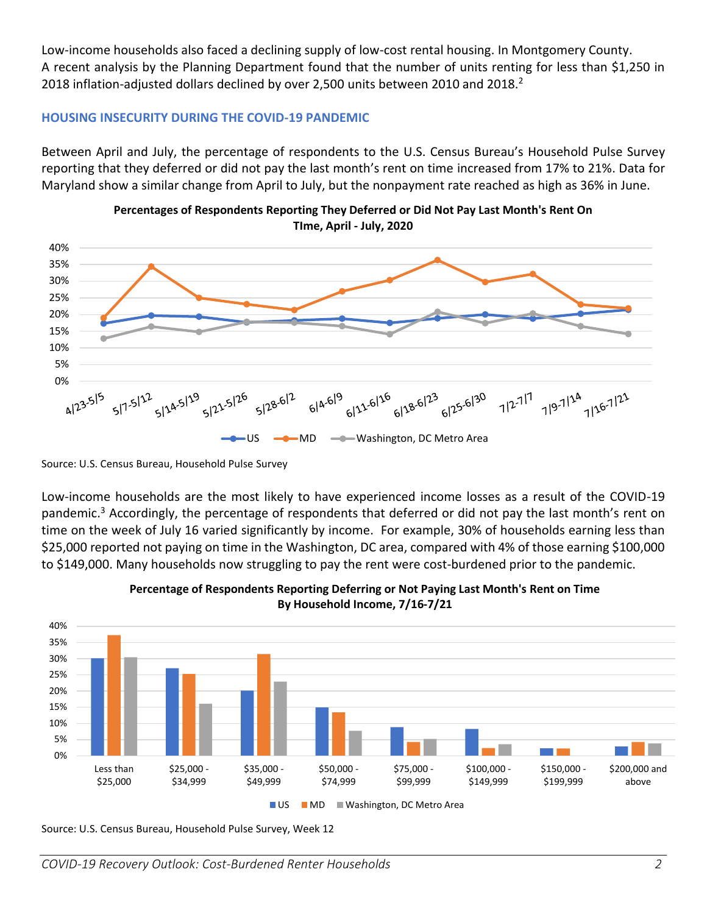Low-income households also faced a declining supply of low-cost rental housing. In Montgomery County. A recent analysis by the Planning Department found that the number of units renting for less than $1,250 in 2018 inflation-adjusted dollars declined by over 2,500 units between 2010 and 2018.[2]

### HOUSING INSECURITY DURING THE COVID-19 PANDEMIC

Between April and July, the percentage of respondents to the U.S. Census Bureau's Household Pulse Survey reporting that they deferred or did not pay the last month's rent on time increased from 17% to 21%. Data for Maryland show a similar change from April to July, but the nonpayment rate reached as high as 36% in June.

**Percentages of Respondents Reporting They Deferred or Did Not Pay Last Month's Rent On TIme, April - July, 2020**

Source: U.S. Census Bureau, Household Pulse Survey

Low-income households are the most likely to have experienced income losses as a result of the COVID-19 pandemic.[3] Accordingly, the percentage of respondents that deferred or did not pay the last month's rent on time on the week of July 16 varied significantly by income. For example, 30% of households earning less than $25,000 reported not paying on time in the Washington, DC area, compared with 4% of those earning $100,000 to $149,999. Many households now struggling to pay the rent were cost-burdened prior to the pandemic.

**Percentage of Respondents Reporting Deferring or Not Paying Last Month's Rent on Time By Household Income, 7/16-7/21**

Source: U.S. Census Bureau, Household Pulse Survey, Week 12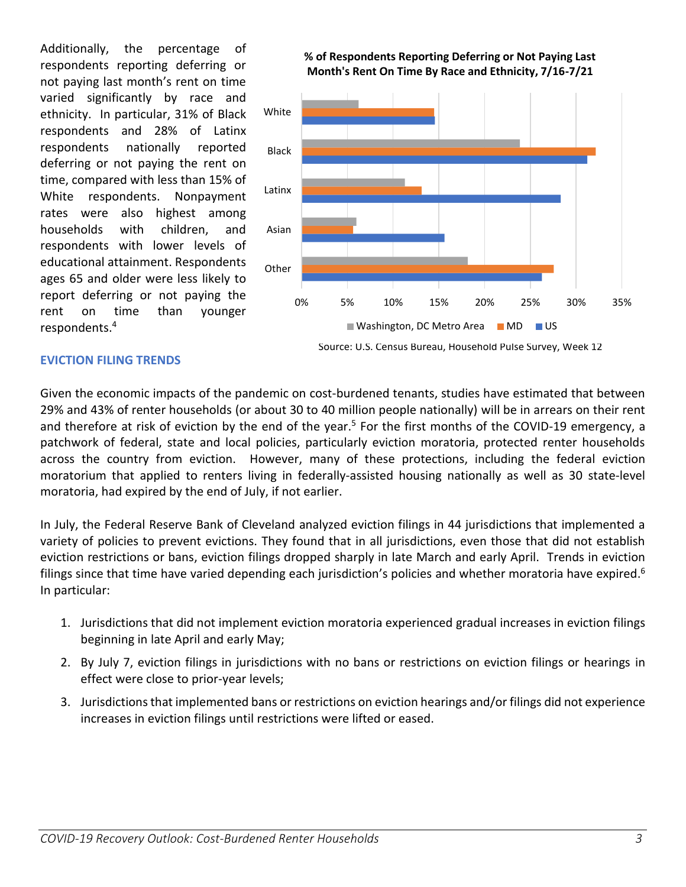Additionally, the percentage of respondents reporting deferring or not paying last month's rent on time varied significantly by race and ethnicity. In particular, 31% of Black respondents and 28% of Latinx respondents nationally reported deferring or not paying the rent on time, compared with less than 15% of White respondents. Nonpayment rates were also highest among households with children, and respondents with lower levels of educational attainment. Respondents ages 65 and older were less likely to report deferring or not paying the rent on time than younger respondents.[4]

**% of Respondents Reporting Deferring or Not Paying Last Month's Rent On Time By Race and Ethnicity, 7/16-7/21**

Source: U.S. Census Bureau, Household Pulse Survey, Week 12

## EVICTION FILING TRENDS

Given the economic impacts of the pandemic on cost-burdened tenants, studies have estimated that between 29% and 43% of renter households (or about 30 to 40 million people nationally) will be in arrears on their rent and therefore at risk of eviction by the end of the year.[5] For the first months of the COVID-19 emergency, a patchwork of federal, state and local policies, particularly eviction moratoria, protected renter households across the country from eviction. However, many of these protections, including the federal eviction moratorium that applied to renters living in federally-assisted housing nationally as well as 30 state-level moratoria, had expired by the end of July, if not earlier.

In July, the Federal Reserve Bank of Cleveland analyzed eviction filings in 44 jurisdictions that implemented a variety of policies to prevent evictions. They found that in all jurisdictions, even those that did not establish eviction restrictions or bans, eviction filings dropped sharply in late March and early April. Trends in eviction filings since that time have varied depending each jurisdiction's policies and whether moratoria have expired.[6] In particular:

1. Jurisdictions that did not implement eviction moratoria experienced gradual increases in eviction filings beginning in late April and early May;
2. By July 7, eviction filings in jurisdictions with no bans or restrictions on eviction filings or hearings in effect were close to prior-year levels;
3. Jurisdictions that implemented bans or restrictions on eviction hearings and/or filings did not experience increases in eviction filings until restrictions were lifted or eased.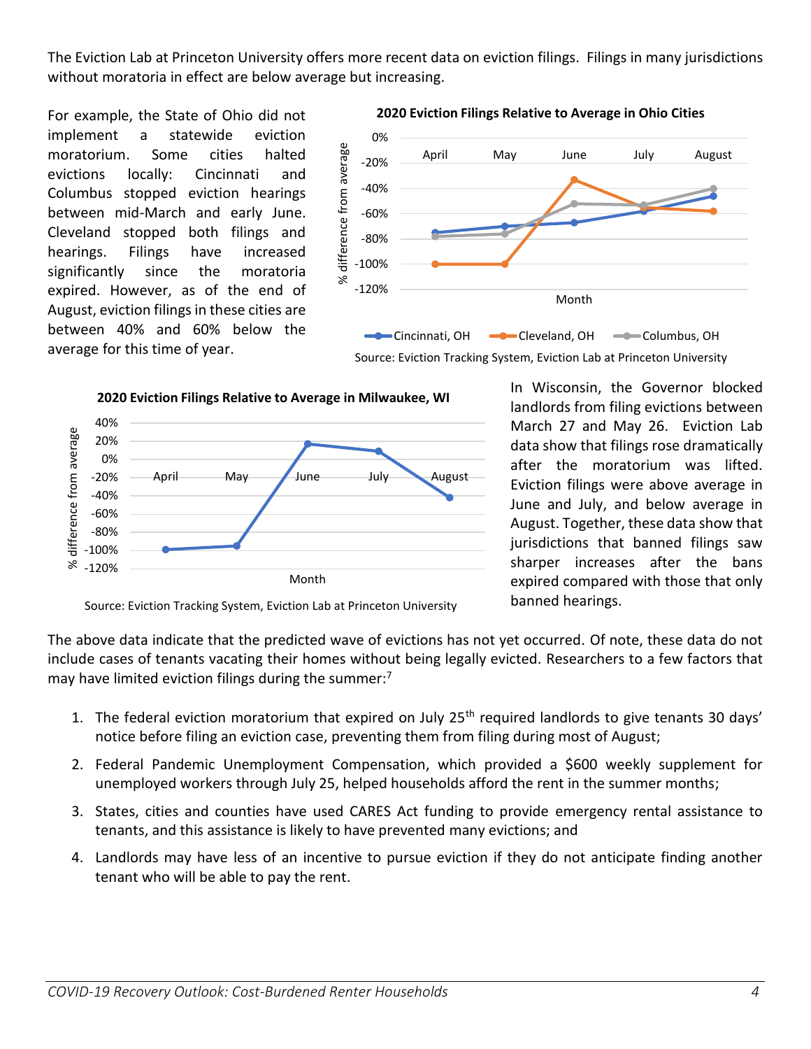The Eviction Lab at Princeton University offers more recent data on eviction filings. Filings in many jurisdictions without moratoria in effect are below average but increasing.

For example, the State of Ohio did not implement a statewide eviction moratorium. Some cities halted evictions locally: Cincinnati and Columbus stopped eviction hearings between mid-March and early June. Cleveland stopped both filings and hearings. Filings have increased significantly since the moratoria expired. However, as of the end of August, eviction filings in these cities are between 40% and 60% below the average for this time of year.

**2020 Eviction Filings Relative to Average in Ohio Cities**

Source: Eviction Tracking System, Eviction Lab at Princeton University

**2020 Eviction Filings Relative to Average in Milwaukee, WI**

Source: Eviction Tracking System, Eviction Lab at Princeton University

In Wisconsin, the Governor blocked landlords from filing evictions between March 27 and May 26. Eviction Lab data show that filings rose dramatically after the moratorium was lifted. Eviction filings were above average in June and July, and below average in August. Together, these data show that jurisdictions that banned filings saw sharper increases after the bans expired compared with those that only banned hearings.

The above data indicate that the predicted wave of evictions has not yet occurred. Of note, these data do not include cases of tenants vacating their homes without being legally evicted. Researchers to a few factors that may have limited eviction filings during the summer:[7]

1. The federal eviction moratorium that expired on July 25th required landlords to give tenants 30 days' notice before filing an eviction case, preventing them from filing during most of August;
2. Federal Pandemic Unemployment Compensation, which provided a $600 weekly supplement for unemployed workers through July 25, helped households afford the rent in the summer months;
3. States, cities and counties have used CARES Act funding to provide emergency rental assistance to tenants, and this assistance is likely to have prevented many evictions; and
4. Landlords may have less of an incentive to pursue eviction if they do not anticipate finding another tenant who will be able to pay the rent.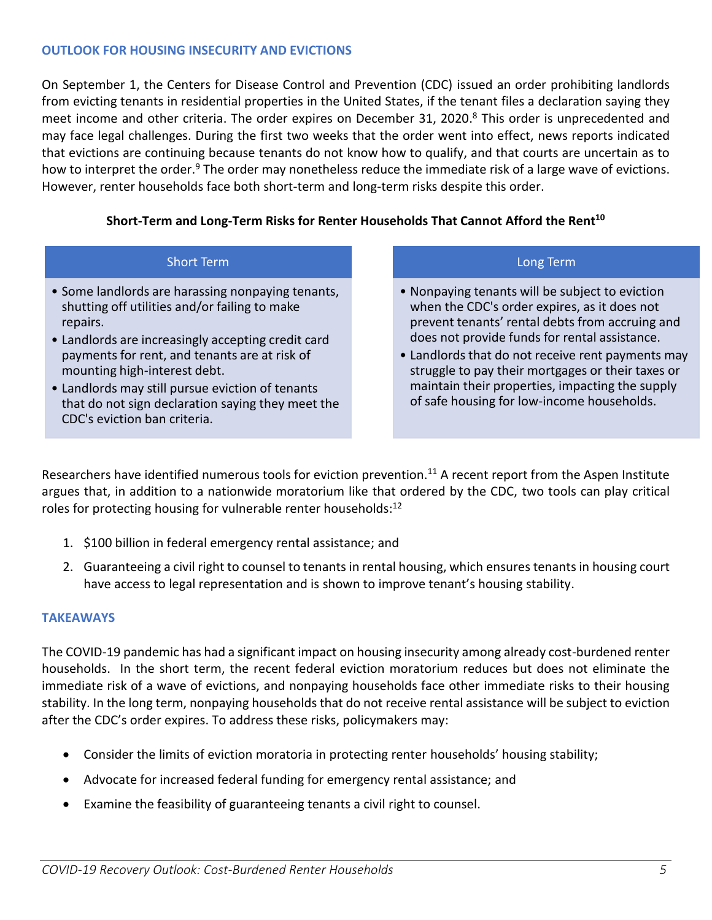## OUTLOOK FOR HOUSING INSECURITY AND EVICTIONS

On September 1, the Centers for Disease Control and Prevention (CDC) issued an order prohibiting landlords from evicting tenants in residential properties in the United States, if the tenant files a declaration saying they meet income and other criteria. The order expires on December 31, 2020.[8] This order is unprecedented and may face legal challenges. During the first two weeks that the order went into effect, news reports indicated that evictions are continuing because tenants do not know how to qualify, and that courts are uncertain as to how to interpret the order.[9] The order may nonetheless reduce the immediate risk of a large wave of evictions. However, renter households face both short-term and long-term risks despite this order.

**Short-Term and Long-Term Risks for Renter Households That Cannot Afford the Rent[10]**

| Short Term | Long Term |
| --- | --- |
| • Some landlords are harassing nonpaying tenants, shutting off utilities and/or failing to make repairs.<br>• Landlords are increasingly accepting credit card payments for rent, and tenants are at risk of mounting high-interest debt.<br>• Landlords may still pursue eviction of tenants that do not sign declaration saying they meet the CDC's eviction ban criteria. | • Nonpaying tenants will be subject to eviction when the CDC's order expires, as it does not prevent tenants' rental debts from accruing and does not provide funds for rental assistance.<br>• Landlords that do not receive rent payments may struggle to pay their mortgages or their taxes or maintain their properties, impacting the supply of safe housing for low-income households. |

Researchers have identified numerous tools for eviction prevention.[11] A recent report from the Aspen Institute argues that, in addition to a nationwide moratorium like that ordered by the CDC, two tools can play critical roles for protecting housing for vulnerable renter households:[12]

1. $100 billion in federal emergency rental assistance; and
2. Guaranteeing a civil right to counsel to tenants in rental housing, which ensures tenants in housing court have access to legal representation and is shown to improve tenant's housing stability.

## TAKEAWAYS

The COVID-19 pandemic has had a significant impact on housing insecurity among already cost-burdened renter households. In the short term, the recent federal eviction moratorium reduces but does not eliminate the immediate risk of a wave of evictions, and nonpaying households face other immediate risks to their housing stability. In the long term, nonpaying households that do not receive rental assistance will be subject to eviction after the CDC's order expires. To address these risks, policymakers may:

- Consider the limits of eviction moratoria in protecting renter households' housing stability;
- Advocate for increased federal funding for emergency rental assistance; and
- Examine the feasibility of guaranteeing tenants a civil right to counsel.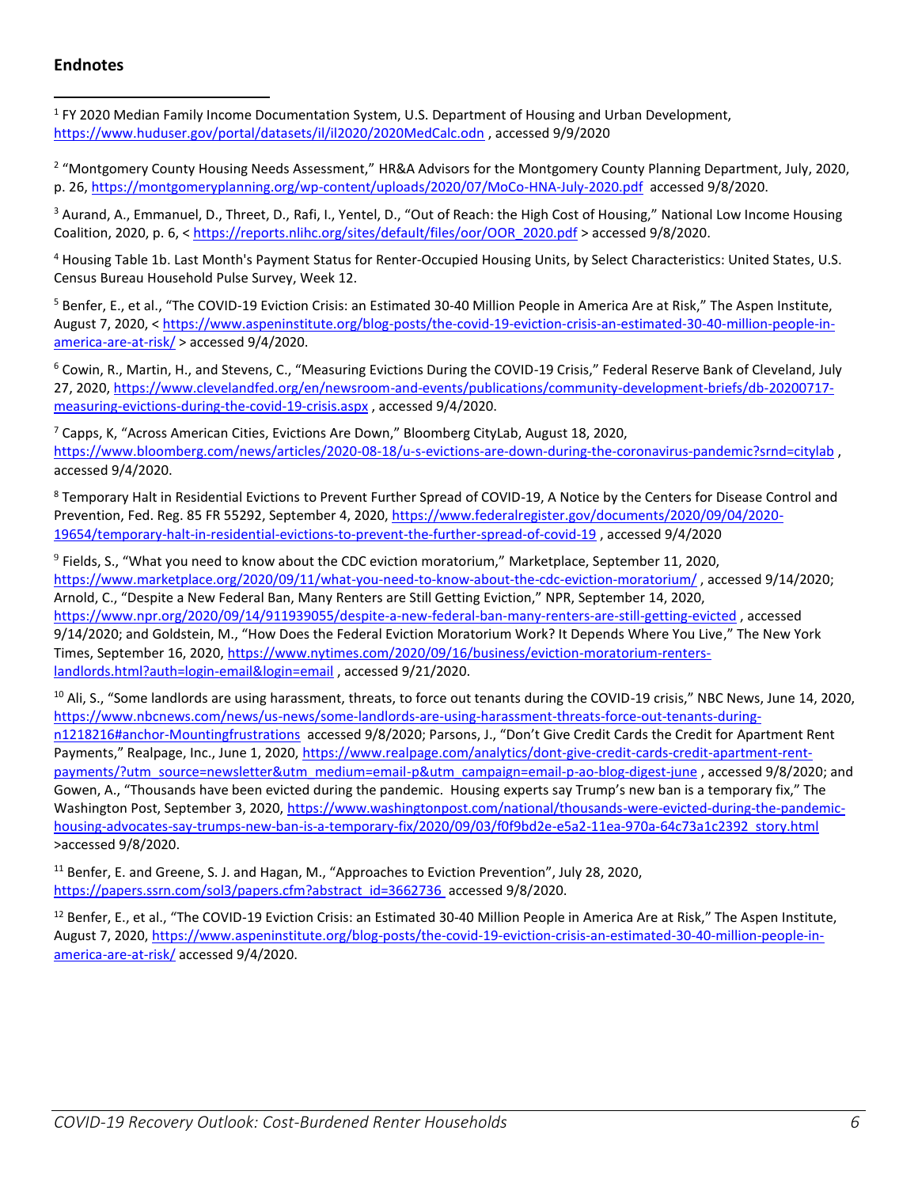## Endnotes

[1] FY 2020 Median Family Income Documentation System, U.S. Department of Housing and Urban Development, https://www.huduser.gov/portal/datasets/il/il2020/2020MedCalc.odn , accessed 9/9/2020

[2] "Montgomery County Housing Needs Assessment," HR&A Advisors for the Montgomery County Planning Department, July, 2020, p. 26, https://montgomeryplanning.org/wp-content/uploads/2020/07/MoCo-HNA-July-2020.pdf accessed 9/8/2020.

[3] Aurand, A., Emmanuel, D., Threet, D., Rafi, I., Yentel, D., "Out of Reach: the High Cost of Housing," National Low Income Housing Coalition, 2020, p. 6, < https://reports.nlihc.org/sites/default/files/oor/OOR_2020.pdf > accessed 9/8/2020.

[4] Housing Table 1b. Last Month's Payment Status for Renter-Occupied Housing Units, by Select Characteristics: United States, U.S. Census Bureau Household Pulse Survey, Week 12.

[5] Benfer, E., et al., "The COVID-19 Eviction Crisis: an Estimated 30-40 Million People in America Are at Risk," The Aspen Institute, August 7, 2020, < https://www.aspeninstitute.org/blog-posts/the-covid-19-eviction-crisis-an-estimated-30-40-million-people-in-america-are-at-risk/ > accessed 9/4/2020.

[6] Cowin, R., Martin, H., and Stevens, C., "Measuring Evictions During the COVID-19 Crisis," Federal Reserve Bank of Cleveland, July 27, 2020, https://www.clevelandfed.org/en/newsroom-and-events/publications/community-development-briefs/db-20200717-measuring-evictions-during-the-covid-19-crisis.aspx , accessed 9/4/2020.

[7] Capps, K, "Across American Cities, Evictions Are Down," Bloomberg CityLab, August 18, 2020, https://www.bloomberg.com/news/articles/2020-08-18/u-s-evictions-are-down-during-the-coronavirus-pandemic?srnd=citylab , accessed 9/4/2020.

[8] Temporary Halt in Residential Evictions to Prevent Further Spread of COVID-19, A Notice by the Centers for Disease Control and Prevention, Fed. Reg. 85 FR 55292, September 4, 2020, https://www.federalregister.gov/documents/2020/09/04/2020-19654/temporary-halt-in-residential-evictions-to-prevent-the-further-spread-of-covid-19 , accessed 9/4/2020

[9] Fields, S., "What you need to know about the CDC eviction moratorium," Marketplace, September 11, 2020, https://www.marketplace.org/2020/09/11/what-you-need-to-know-about-the-cdc-eviction-moratorium/ , accessed 9/14/2020; Arnold, C., "Despite a New Federal Ban, Many Renters are Still Getting Eviction," NPR, September 14, 2020, https://www.npr.org/2020/09/14/911939055/despite-a-new-federal-ban-many-renters-are-still-getting-evicted , accessed 9/14/2020; and Goldstein, M., "How Does the Federal Eviction Moratorium Work? It Depends Where You Live," The New York Times, September 16, 2020, https://www.nytimes.com/2020/09/16/business/eviction-moratorium-renters-landlords.html?auth=login-email&login=email , accessed 9/21/2020.

[10] Ali, S., "Some landlords are using harassment, threats, to force out tenants during the COVID-19 crisis," NBC News, June 14, 2020, https://www.nbcnews.com/news/us-news/some-landlords-are-using-harassment-threats-force-out-tenants-during-n1218216#anchor-Mountingfrustrations accessed 9/8/2020; Parsons, J., "Don't Give Credit Cards the Credit for Apartment Rent Payments," Realpage, Inc., June 1, 2020, https://www.realpage.com/analytics/dont-give-credit-cards-credit-apartment-rent-payments/?utm_source=newsletter&utm_medium=email-p&utm_campaign=email-p-ao-blog-digest-june , accessed 9/8/2020; and Gowen, A., "Thousands have been evicted during the pandemic. Housing experts say Trump's new ban is a temporary fix," The Washington Post, September 3, 2020, https://www.washingtonpost.com/national/thousands-were-evicted-during-the-pandemic-housing-advocates-say-trumps-new-ban-is-a-temporary-fix/2020/09/03/f0f9bd2e-e5a2-11ea-970a-64c73a1c2392_story.html >accessed 9/8/2020.

[11] Benfer, E. and Greene, S. J. and Hagan, M., "Approaches to Eviction Prevention", July 28, 2020, https://papers.ssrn.com/sol3/papers.cfm?abstract_id=3662736 accessed 9/8/2020.

[12] Benfer, E., et al., "The COVID-19 Eviction Crisis: an Estimated 30-40 Million People in America Are at Risk," The Aspen Institute, August 7, 2020, https://www.aspeninstitute.org/blog-posts/the-covid-19-eviction-crisis-an-estimated-30-40-million-people-in-america-are-at-risk/ accessed 9/4/2020.